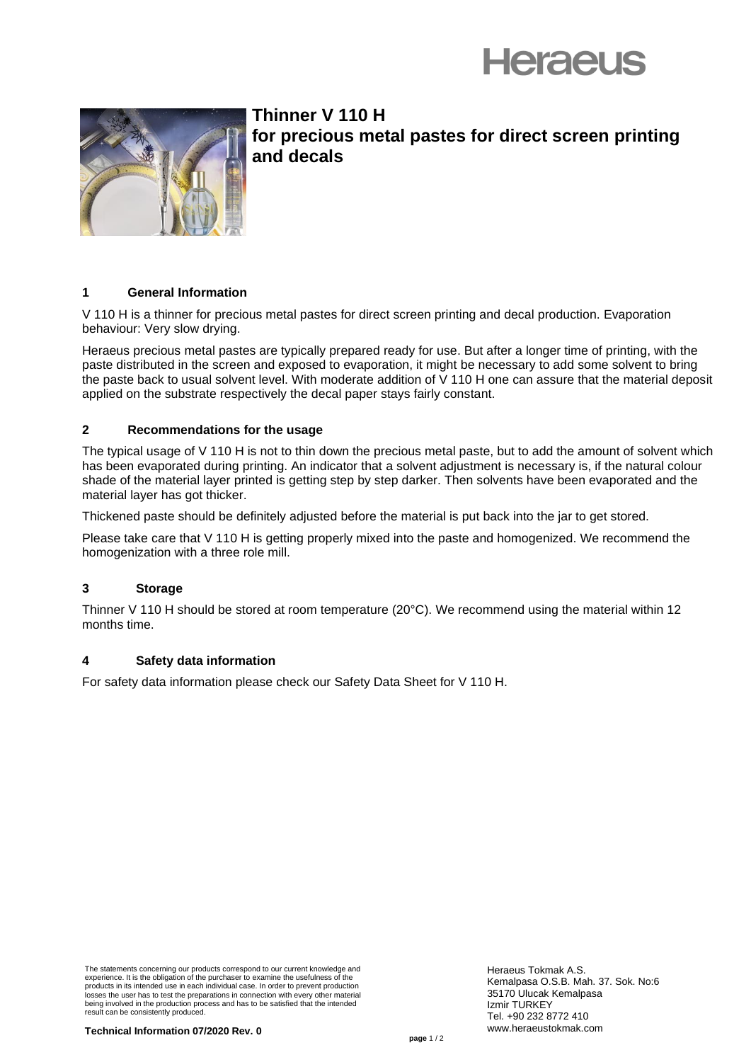# Thinner V 110 H for precious metal pastes for direct screen printing and decals

## 1 General Information

V 110 H is a thinner for precious metal pastes for direct screen printing and decal production. Evaporation behaviour: Very slow drying.

Heraeus precious metal pastes are typically prepared ready for use. But after a longer time of printing, with the paste distributed in the screen and exposed to evaporation, it might be necessary to add some solvent to bring the paste back to usual solvent level. With moderate addition of V 110 H one can assure that the material deposit applied on the substrate respectively the decal paper stays fairly constant.

## 2 Recommendations for the usage

The typical usage of V 110 H is not to thin down the precious metal paste, but to add the amount of solvent which has been evaporated during printing. An indicator that a solvent adjustment is necessary is, if the natural colour shade of the material layer printed is getting step by step darker. Then solvents have been evaporated and the material layer has got thicker.

Thickened paste should be definitely adjusted before the material is put back into the jar to get stored.

Please take care that V 110 H is getting properly mixed into the paste and homogenized. We recommend the homogenization with a three role mill.

## 3 Storage

Thinner V 110 H should be stored at room temperature (20°C). We recommend using the material within 12 months time.

## 4 Safety data information

For safety data information please check our Safety Data Sheet for V 110 H.

The statements concerning our products correspond to our current knowledge and experience. It is the obligation of the purchaser to examine the usefulness of the products in its intended use in each individual case. In order to prevent production losses the user has to test the preparations in connection with every other material being involved in the production process and has to be satisfied that the intended result can be consistently produced.

**Technical Information 07/2020 Rev. 0**

Heraeus Tokmak A.S.
Kemalpasa O.S.B. Mah. 37. Sok. No:6
35170 Ulucak Kemalpasa
Izmir TURKEY
Tel. +90 232 8772 410
www.heraeustokmak.com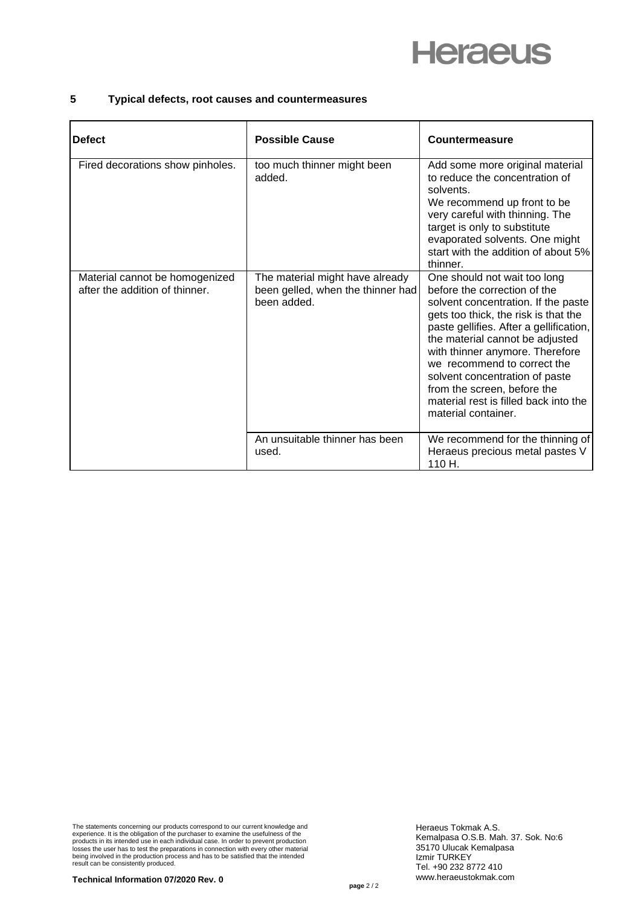## 5 Typical defects, root causes and countermeasures

| Defect | Possible Cause | Countermeasure |
|---|---|---|
| Fired decorations show pinholes. | too much thinner might been added. | Add some more original material to reduce the concentration of solvents.<br>We recommend up front to be very careful with thinning. The target is only to substitute evaporated solvents. One might start with the addition of about 5% thinner. |
| Material cannot be homogenized after the addition of thinner. | The material might have already been gelled, when the thinner had been added. | One should not wait too long before the correction of the solvent concentration. If the paste gets too thick, the risk is that the paste gellifies. After a gellification, the material cannot be adjusted with thinner anymore. Therefore we recommend to correct the solvent concentration of paste from the screen, before the material rest is filled back into the material container. |
| | An unsuitable thinner has been used. | We recommend for the thinning of Heraeus precious metal pastes V 110 H. |

The statements concerning our products correspond to our current knowledge and experience. It is the obligation of the purchaser to examine the usefulness of the products in its intended use in each individual case. In order to prevent production losses the user has to test the preparations in connection with every other material being involved in the production process and has to be satisfied that the intended result can be consistently produced.

**Technical Information 07/2020 Rev. 0**

Heraeus Tokmak A.S.
Kemalpasa O.S.B. Mah. 37. Sok. No:6
35170 Ulucak Kemalpasa
Izmir TURKEY
Tel. +90 232 8772 410
www.heraeustokmak.com